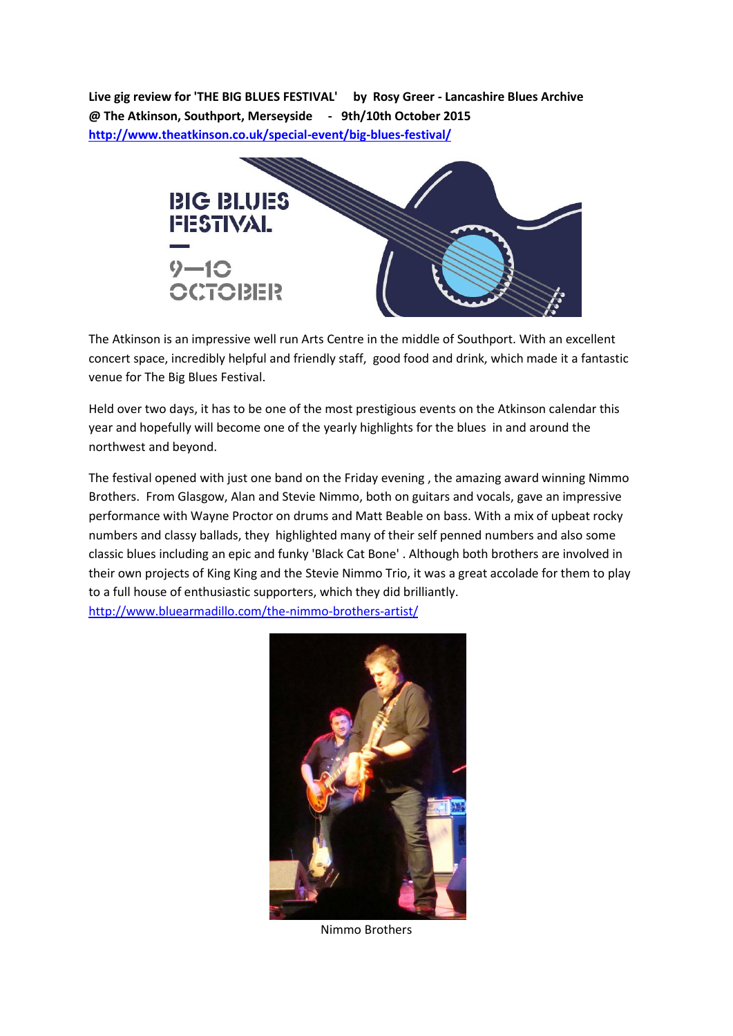**Live gig review for 'THE BIG BLUES FESTIVAL' by Rosy Greer - Lancashire Blues Archive**
**@ The Atkinson, Southport, Merseyside - 9th/10th October 2015**
**http://www.theatkinson.co.uk/special-event/big-blues-festival/**

The Atkinson is an impressive well run Arts Centre in the middle of Southport. With an excellent concert space, incredibly helpful and friendly staff, good food and drink, which made it a fantastic venue for The Big Blues Festival.

Held over two days, it has to be one of the most prestigious events on the Atkinson calendar this year and hopefully will become one of the yearly highlights for the blues in and around the northwest and beyond.

The festival opened with just one band on the Friday evening , the amazing award winning Nimmo Brothers. From Glasgow, Alan and Stevie Nimmo, both on guitars and vocals, gave an impressive performance with Wayne Proctor on drums and Matt Beable on bass. With a mix of upbeat rocky numbers and classy ballads, they highlighted many of their self penned numbers and also some classic blues including an epic and funky 'Black Cat Bone' . Although both brothers are involved in their own projects of King King and the Stevie Nimmo Trio, it was a great accolade for them to play to a full house of enthusiastic supporters, which they did brilliantly.
http://www.bluearmadillo.com/the-nimmo-brothers-artist/

Nimmo Brothers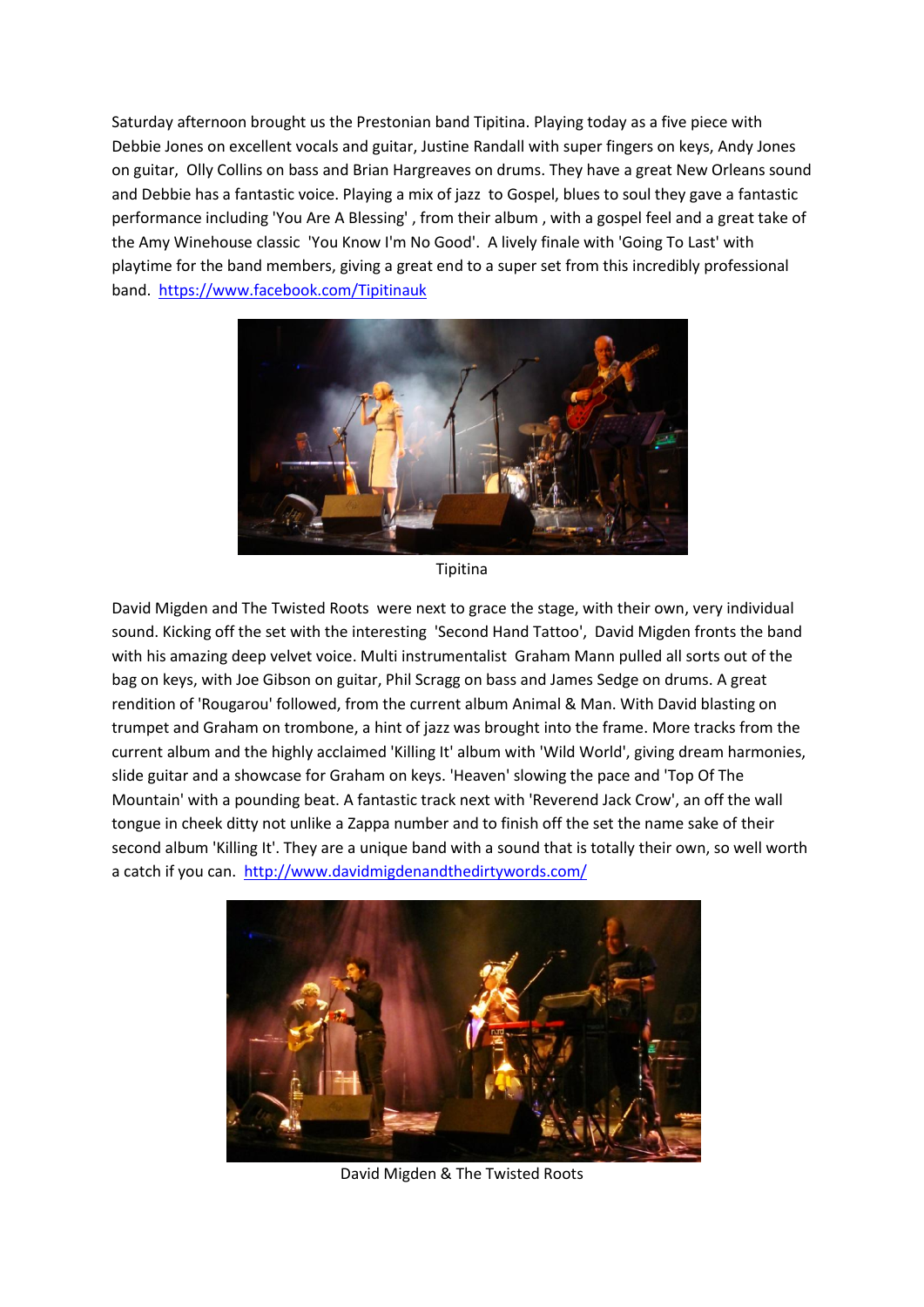Saturday afternoon brought us the Prestonian band Tipitina. Playing today as a five piece with Debbie Jones on excellent vocals and guitar, Justine Randall with super fingers on keys, Andy Jones on guitar, Olly Collins on bass and Brian Hargreaves on drums. They have a great New Orleans sound and Debbie has a fantastic voice. Playing a mix of jazz to Gospel, blues to soul they gave a fantastic performance including 'You Are A Blessing' , from their album , with a gospel feel and a great take of the Amy Winehouse classic 'You Know I'm No Good'. A lively finale with 'Going To Last' with playtime for the band members, giving a great end to a super set from this incredibly professional band. https://www.facebook.com/Tipitinauk

Tipitina

David Migden and The Twisted Roots were next to grace the stage, with their own, very individual sound. Kicking off the set with the interesting 'Second Hand Tattoo', David Migden fronts the band with his amazing deep velvet voice. Multi instrumentalist Graham Mann pulled all sorts out of the bag on keys, with Joe Gibson on guitar, Phil Scragg on bass and James Sedge on drums. A great rendition of 'Rougarou' followed, from the current album Animal & Man. With David blasting on trumpet and Graham on trombone, a hint of jazz was brought into the frame. More tracks from the current album and the highly acclaimed 'Killing It' album with 'Wild World', giving dream harmonies, slide guitar and a showcase for Graham on keys. 'Heaven' slowing the pace and 'Top Of The Mountain' with a pounding beat. A fantastic track next with 'Reverend Jack Crow', an off the wall tongue in cheek ditty not unlike a Zappa number and to finish off the set the name sake of their second album 'Killing It'. They are a unique band with a sound that is totally their own, so well worth a catch if you can. http://www.davidmigdenandthedirtywords.com/

David Migden & The Twisted Roots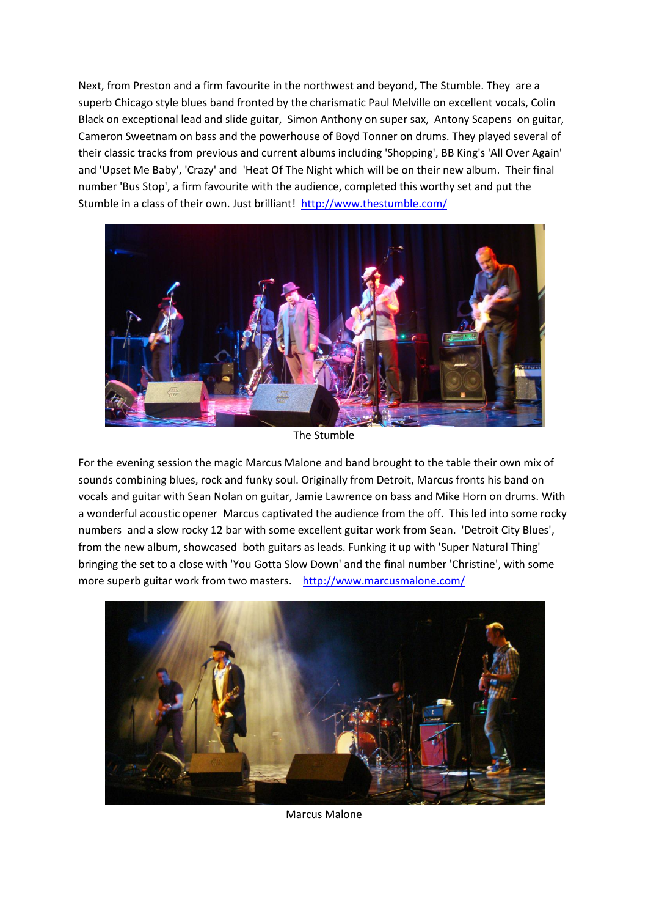Next, from Preston and a firm favourite in the northwest and beyond, The Stumble. They are a superb Chicago style blues band fronted by the charismatic Paul Melville on excellent vocals, Colin Black on exceptional lead and slide guitar, Simon Anthony on super sax, Antony Scapens on guitar, Cameron Sweetnam on bass and the powerhouse of Boyd Tonner on drums. They played several of their classic tracks from previous and current albums including 'Shopping', BB King's 'All Over Again' and 'Upset Me Baby', 'Crazy' and 'Heat Of The Night which will be on their new album. Their final number 'Bus Stop', a firm favourite with the audience, completed this worthy set and put the Stumble in a class of their own. Just brilliant! [http://www.thestumble.com/](http://www.thestumble.com/)

The Stumble

For the evening session the magic Marcus Malone and band brought to the table their own mix of sounds combining blues, rock and funky soul. Originally from Detroit, Marcus fronts his band on vocals and guitar with Sean Nolan on guitar, Jamie Lawrence on bass and Mike Horn on drums. With a wonderful acoustic opener Marcus captivated the audience from the off. This led into some rocky numbers and a slow rocky 12 bar with some excellent guitar work from Sean. 'Detroit City Blues', from the new album, showcased both guitars as leads. Funking it up with 'Super Natural Thing' bringing the set to a close with 'You Gotta Slow Down' and the final number 'Christine', with some more superb guitar work from two masters. [http://www.marcusmalone.com/](http://www.marcusmalone.com/)

Marcus Malone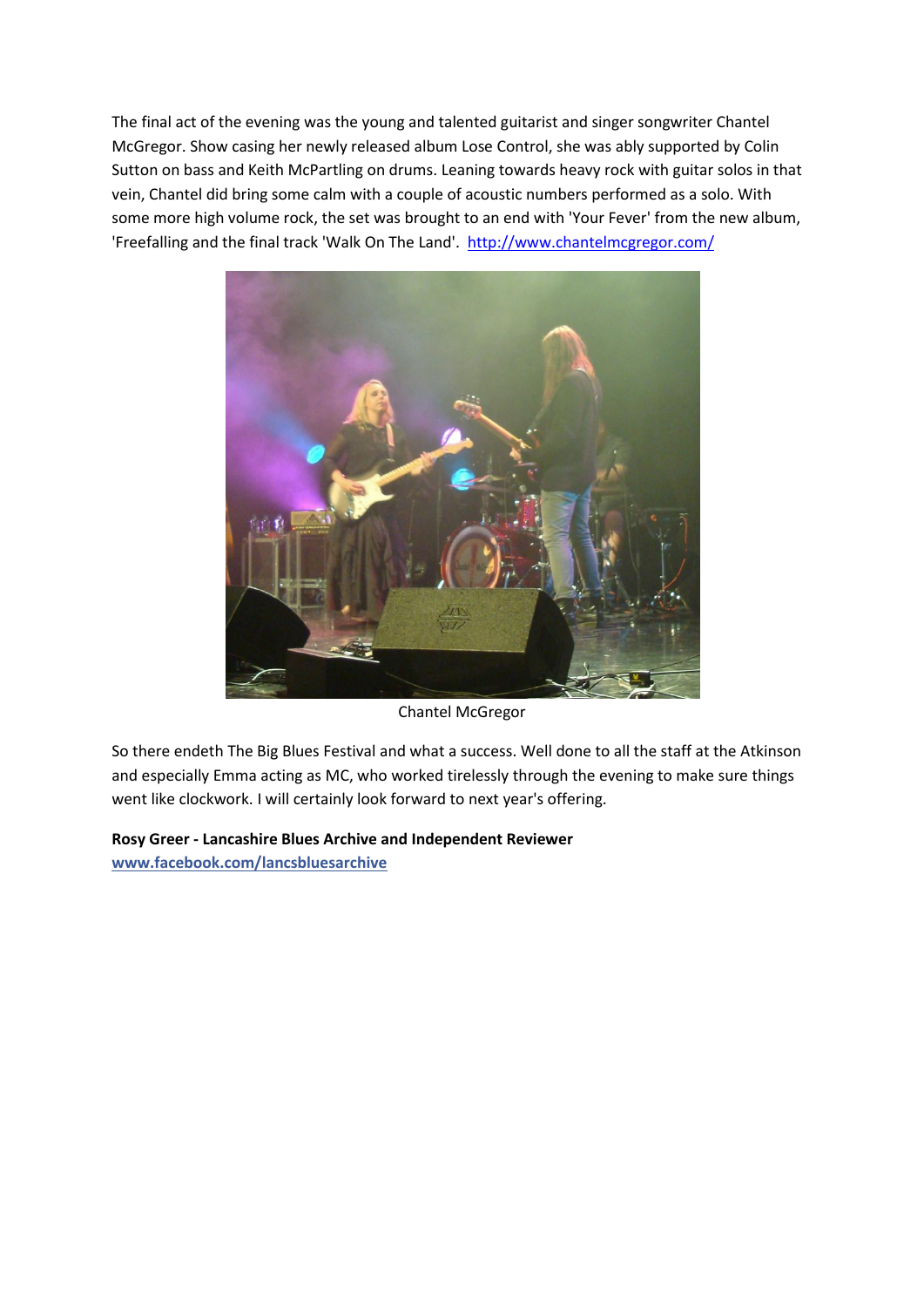The final act of the evening was the young and talented guitarist and singer songwriter Chantel McGregor. Show casing her newly released album Lose Control, she was ably supported by Colin Sutton on bass and Keith McPartling on drums. Leaning towards heavy rock with guitar solos in that vein, Chantel did bring some calm with a couple of acoustic numbers performed as a solo. With some more high volume rock, the set was brought to an end with 'Your Fever' from the new album, 'Freefalling and the final track 'Walk On The Land'. http://www.chantelmcgregor.com/

Chantel McGregor

So there endeth The Big Blues Festival and what a success. Well done to all the staff at the Atkinson and especially Emma acting as MC, who worked tirelessly through the evening to make sure things went like clockwork. I will certainly look forward to next year's offering.

**Rosy Greer - Lancashire Blues Archive and Independent Reviewer**
**www.facebook.com/lancsbluesarchive**